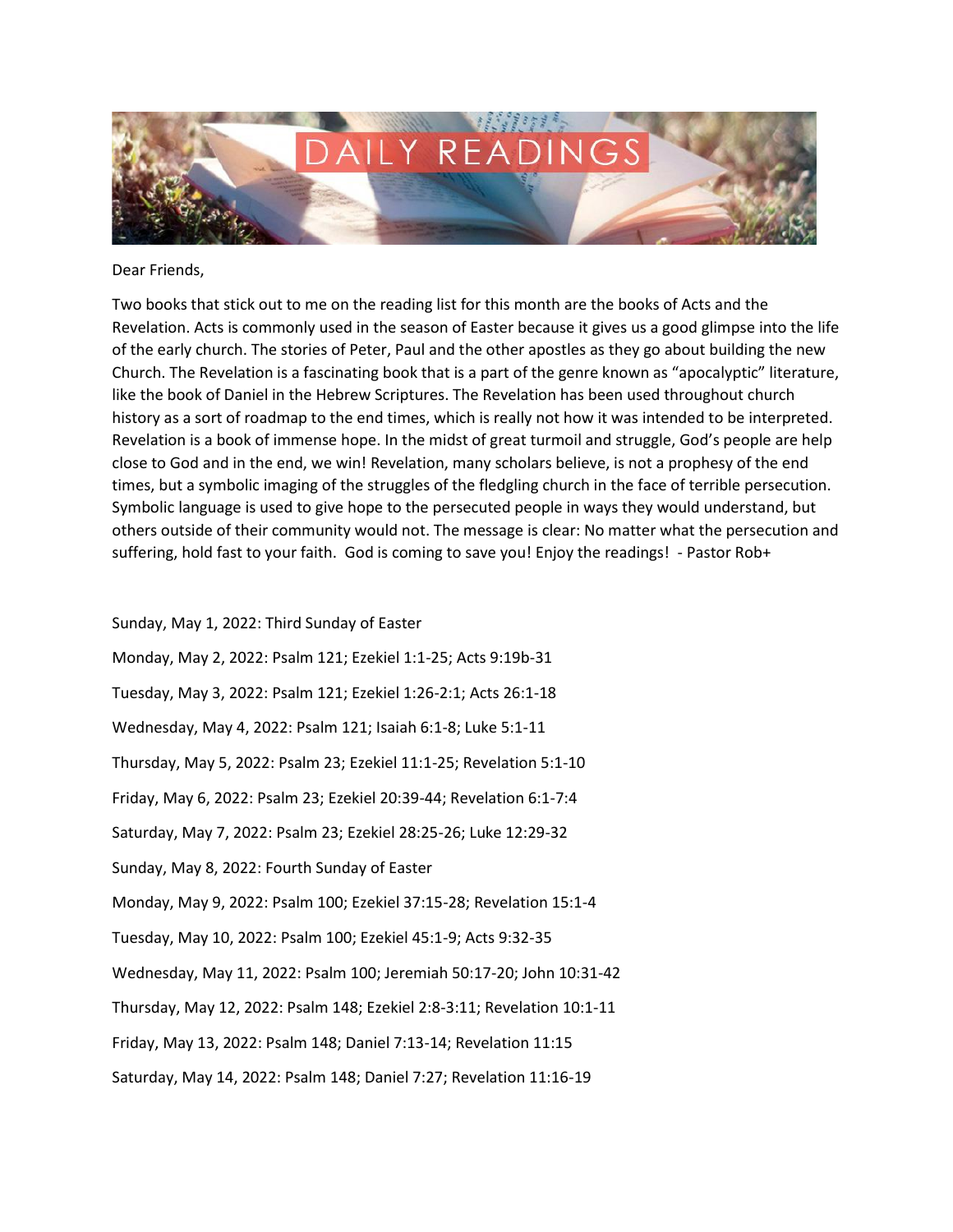# DAILY READINGS

Dear Friends,

Two books that stick out to me on the reading list for this month are the books of Acts and the Revelation. Acts is commonly used in the season of Easter because it gives us a good glimpse into the life of the early church. The stories of Peter, Paul and the other apostles as they go about building the new Church. The Revelation is a fascinating book that is a part of the genre known as "apocalyptic" literature, like the book of Daniel in the Hebrew Scriptures. The Revelation has been used throughout church history as a sort of roadmap to the end times, which is really not how it was intended to be interpreted. Revelation is a book of immense hope. In the midst of great turmoil and struggle, God's people are help close to God and in the end, we win! Revelation, many scholars believe, is not a prophesy of the end times, but a symbolic imaging of the struggles of the fledgling church in the face of terrible persecution. Symbolic language is used to give hope to the persecuted people in ways they would understand, but others outside of their community would not. The message is clear: No matter what the persecution and suffering, hold fast to your faith. God is coming to save you! Enjoy the readings! - Pastor Rob+

Sunday, May 1, 2022: Third Sunday of Easter

Monday, May 2, 2022: Psalm 121; Ezekiel 1:1-25; Acts 9:19b-31

Tuesday, May 3, 2022: Psalm 121; Ezekiel 1:26-2:1; Acts 26:1-18

Wednesday, May 4, 2022: Psalm 121; Isaiah 6:1-8; Luke 5:1-11

Thursday, May 5, 2022: Psalm 23; Ezekiel 11:1-25; Revelation 5:1-10

Friday, May 6, 2022: Psalm 23; Ezekiel 20:39-44; Revelation 6:1-7:4

Saturday, May 7, 2022: Psalm 23; Ezekiel 28:25-26; Luke 12:29-32

Sunday, May 8, 2022: Fourth Sunday of Easter

Monday, May 9, 2022: Psalm 100; Ezekiel 37:15-28; Revelation 15:1-4

Tuesday, May 10, 2022: Psalm 100; Ezekiel 45:1-9; Acts 9:32-35

Wednesday, May 11, 2022: Psalm 100; Jeremiah 50:17-20; John 10:31-42

Thursday, May 12, 2022: Psalm 148; Ezekiel 2:8-3:11; Revelation 10:1-11

Friday, May 13, 2022: Psalm 148; Daniel 7:13-14; Revelation 11:15

Saturday, May 14, 2022: Psalm 148; Daniel 7:27; Revelation 11:16-19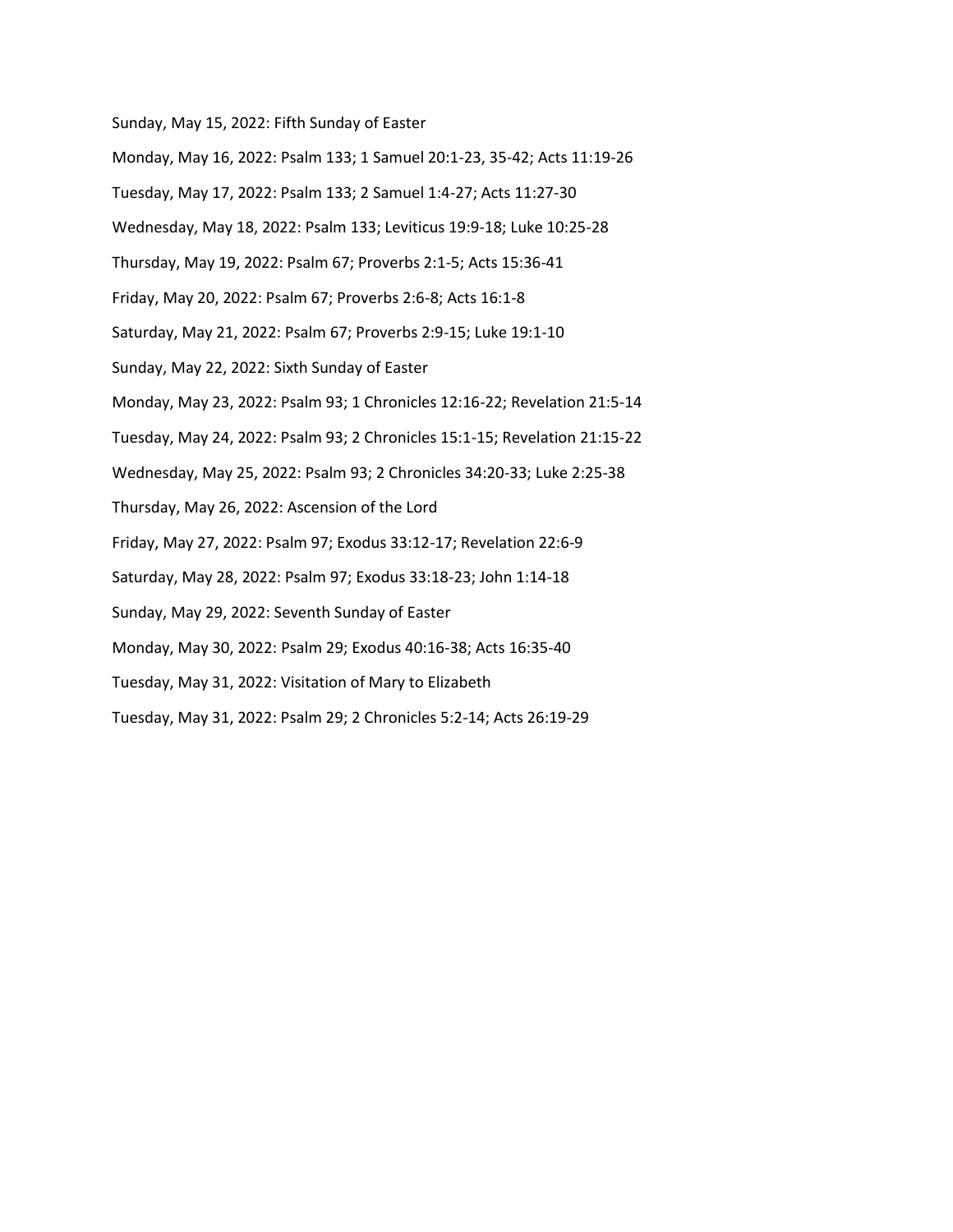Sunday, May 15, 2022: Fifth Sunday of Easter

Monday, May 16, 2022: Psalm 133; 1 Samuel 20:1-23, 35-42; Acts 11:19-26

Tuesday, May 17, 2022: Psalm 133; 2 Samuel 1:4-27; Acts 11:27-30

Wednesday, May 18, 2022: Psalm 133; Leviticus 19:9-18; Luke 10:25-28

Thursday, May 19, 2022: Psalm 67; Proverbs 2:1-5; Acts 15:36-41

Friday, May 20, 2022: Psalm 67; Proverbs 2:6-8; Acts 16:1-8

Saturday, May 21, 2022: Psalm 67; Proverbs 2:9-15; Luke 19:1-10

Sunday, May 22, 2022: Sixth Sunday of Easter

Monday, May 23, 2022: Psalm 93; 1 Chronicles 12:16-22; Revelation 21:5-14

Tuesday, May 24, 2022: Psalm 93; 2 Chronicles 15:1-15; Revelation 21:15-22

Wednesday, May 25, 2022: Psalm 93; 2 Chronicles 34:20-33; Luke 2:25-38

Thursday, May 26, 2022: Ascension of the Lord

Friday, May 27, 2022: Psalm 97; Exodus 33:12-17; Revelation 22:6-9

Saturday, May 28, 2022: Psalm 97; Exodus 33:18-23; John 1:14-18

Sunday, May 29, 2022: Seventh Sunday of Easter

Monday, May 30, 2022: Psalm 29; Exodus 40:16-38; Acts 16:35-40

Tuesday, May 31, 2022: Visitation of Mary to Elizabeth

Tuesday, May 31, 2022: Psalm 29; 2 Chronicles 5:2-14; Acts 26:19-29